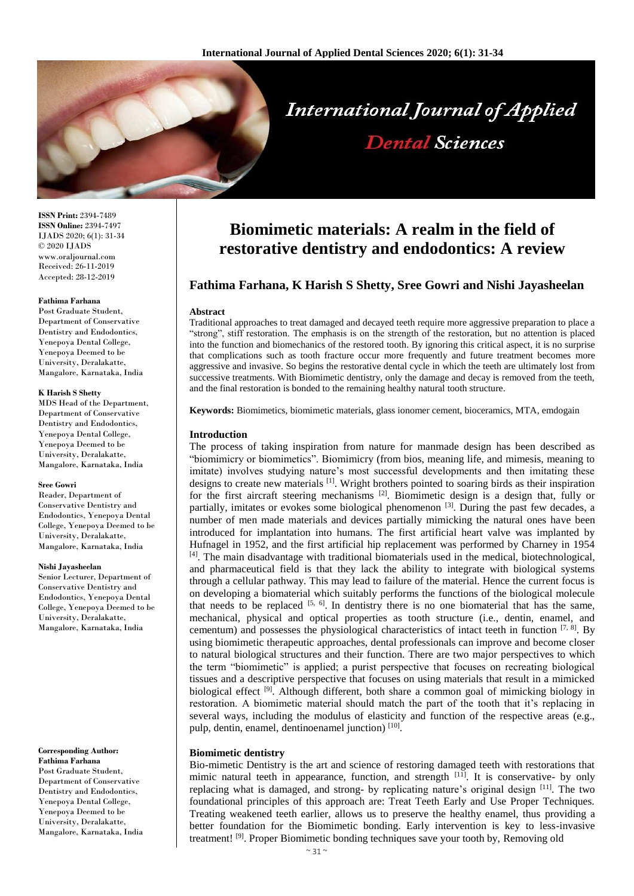# Biomimetic materials: A realm in the field of restorative dentistry and endodontics: A review

## Fathima Farhana, K Harish S Shetty, Sree Gowri and Nishi Jayasheelan

**ISSN Print:** 2394-7489
**ISSN Online:** 2394-7497
IJADS 2020; 6(1): 31-34
© 2020 IJADS
www.oraljournal.com
Received: 26-11-2019
Accepted: 28-12-2019

**Fathima Farhana**
Post Graduate Student, Department of Conservative Dentistry and Endodontics, Yenepoya Dental College, Yenepoya Deemed to be University, Deralakatte, Mangalore, Karnataka, India

**K Harish S Shetty**
MDS Head of the Department, Department of Conservative Dentistry and Endodontics, Yenepoya Dental College, Yenepoya Deemed to be University, Deralakatte, Mangalore, Karnataka, India

**Sree Gowri**
Reader, Department of Conservative Dentistry and Endodontics, Yenepoya Dental College, Yenepoya Deemed to be University, Deralakatte, Mangalore, Karnataka, India

**Nishi Jayasheelan**
Senior Lecturer, Department of Conservative Dentistry and Endodontics, Yenepoya Dental College, Yenepoya Deemed to be University, Deralakatte, Mangalore, Karnataka, India

**Corresponding Author:**
**Fathima Farhana**
Post Graduate Student, Department of Conservative Dentistry and Endodontics, Yenepoya Dental College, Yenepoya Deemed to be University, Deralakatte, Mangalore, Karnataka, India

### Abstract

Traditional approaches to treat damaged and decayed teeth require more aggressive preparation to place a "strong", stiff restoration. The emphasis is on the strength of the restoration, but no attention is placed into the function and biomechanics of the restored tooth. By ignoring this critical aspect, it is no surprise that complications such as tooth fracture occur more frequently and future treatment becomes more aggressive and invasive. So begins the restorative dental cycle in which the teeth are ultimately lost from successive treatments. With Biomimetic dentistry, only the damage and decay is removed from the teeth, and the final restoration is bonded to the remaining healthy natural tooth structure.

**Keywords:** Biomimetics, biomimetic materials, glass ionomer cement, bioceramics, MTA, emdogain

### Introduction

The process of taking inspiration from nature for manmade design has been described as "biomimicry or biomimetics". Biomimicry (from bios, meaning life, and mimesis, meaning to imitate) involves studying nature's most successful developments and then imitating these designs to create new materials [1]. Wright brothers pointed to soaring birds as their inspiration for the first aircraft steering mechanisms [2]. Biomimetic design is a design that, fully or partially, imitates or evokes some biological phenomenon [3]. During the past few decades, a number of men made materials and devices partially mimicking the natural ones have been introduced for implantation into humans. The first artificial heart valve was implanted by Hufnagel in 1952, and the first artificial hip replacement was performed by Charney in 1954 [4]. The main disadvantage with traditional biomaterials used in the medical, biotechnological, and pharmaceutical field is that they lack the ability to integrate with biological systems through a cellular pathway. This may lead to failure of the material. Hence the current focus is on developing a biomaterial which suitably performs the functions of the biological molecule that needs to be replaced [5, 6]. In dentistry there is no one biomaterial that has the same, mechanical, physical and optical properties as tooth structure (i.e., dentin, enamel, and cementum) and possesses the physiological characteristics of intact teeth in function [7, 8]. By using biomimetic therapeutic approaches, dental professionals can improve and become closer to natural biological structures and their function. There are two major perspectives to which the term "biomimetic" is applied; a purist perspective that focuses on recreating biological tissues and a descriptive perspective that focuses on using materials that result in a mimicked biological effect [9]. Although different, both share a common goal of mimicking biology in restoration. A biomimetic material should match the part of the tooth that it's replacing in several ways, including the modulus of elasticity and function of the respective areas (e.g., pulp, dentin, enamel, dentinoenamel junction) [10].

### Biomimetic dentistry

Bio-mimetic Dentistry is the art and science of restoring damaged teeth with restorations that mimic natural teeth in appearance, function, and strength [11]. It is conservative- by only replacing what is damaged, and strong- by replicating nature's original design [11]. The two foundational principles of this approach are: Treat Teeth Early and Use Proper Techniques. Treating weakened teeth earlier, allows us to preserve the healthy enamel, thus providing a better foundation for the Biomimetic bonding. Early intervention is key to less-invasive treatment! [9]. Proper Biomimetic bonding techniques save your tooth by, Removing old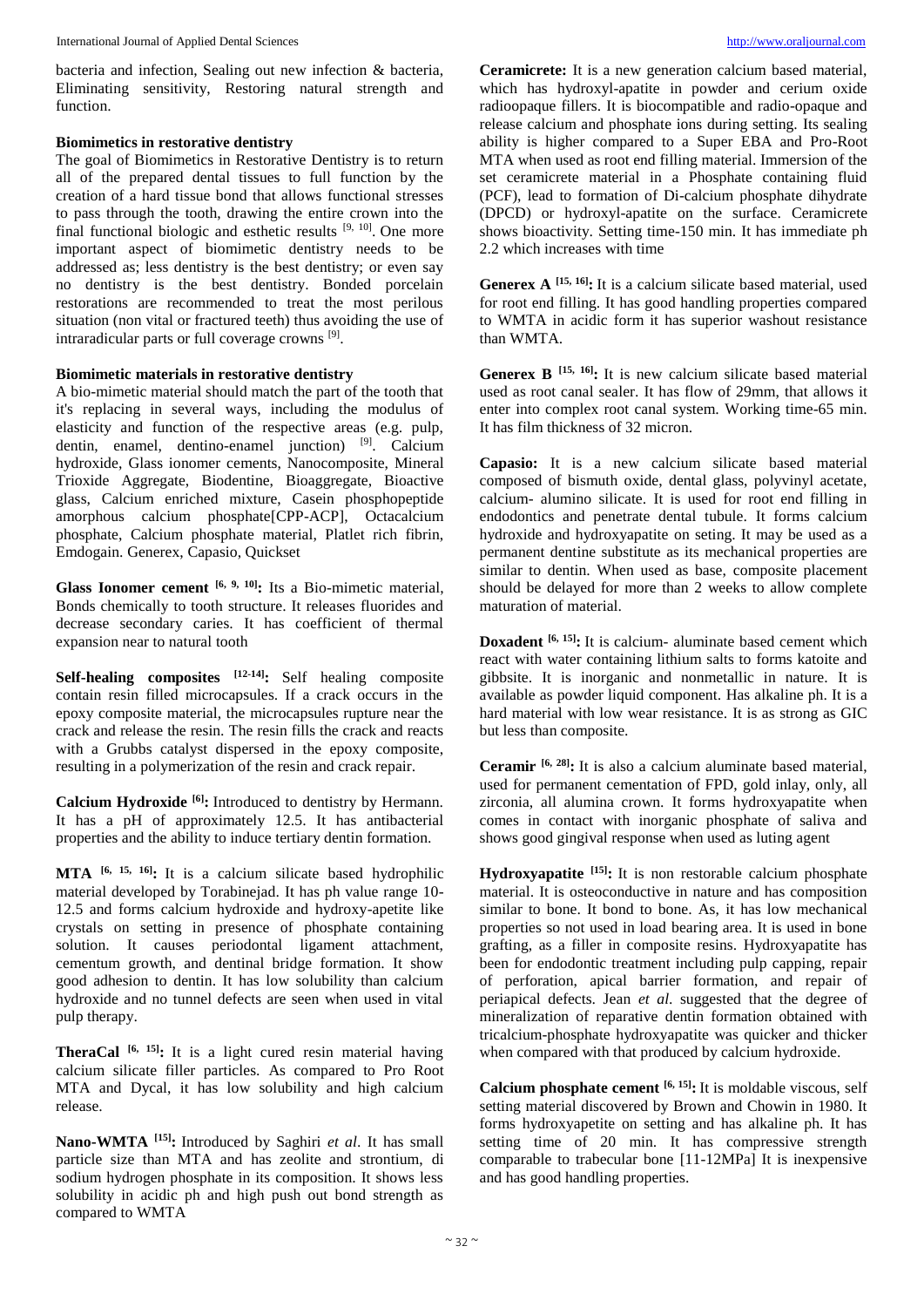bacteria and infection, Sealing out new infection & bacteria, Eliminating sensitivity, Restoring natural strength and function.

### Biomimetics in restorative dentistry

The goal of Biomimetics in Restorative Dentistry is to return all of the prepared dental tissues to full function by the creation of a hard tissue bond that allows functional stresses to pass through the tooth, drawing the entire crown into the final functional biologic and esthetic results [9, 10]. One more important aspect of biomimetic dentistry needs to be addressed as; less dentistry is the best dentistry; or even say no dentistry is the best dentistry. Bonded porcelain restorations are recommended to treat the most perilous situation (non vital or fractured teeth) thus avoiding the use of intraradicular parts or full coverage crowns [9].

### Biomimetic materials in restorative dentistry

A bio-mimetic material should match the part of the tooth that it's replacing in several ways, including the modulus of elasticity and function of the respective areas (e.g. pulp, dentin, enamel, dentino-enamel junction) [9]. Calcium hydroxide, Glass ionomer cements, Nanocomposite, Mineral Trioxide Aggregate, Biodentine, Bioaggregate, Bioactive glass, Calcium enriched mixture, Casein phosphopeptide amorphous calcium phosphate[CPP-ACP], Octacalcium phosphate, Calcium phosphate material, Platlet rich fibrin, Emdogain. Generex, Capasio, Quickset

**Glass Ionomer cement [6, 9, 10]:** Its a Bio-mimetic material, Bonds chemically to tooth structure. It releases fluorides and decrease secondary caries. It has coefficient of thermal expansion near to natural tooth

**Self-healing composites [12-14]:** Self healing composite contain resin filled microcapsules. If a crack occurs in the epoxy composite material, the microcapsules rupture near the crack and release the resin. The resin fills the crack and reacts with a Grubbs catalyst dispersed in the epoxy composite, resulting in a polymerization of the resin and crack repair.

**Calcium Hydroxide [6]:** Introduced to dentistry by Hermann. It has a pH of approximately 12.5. It has antibacterial properties and the ability to induce tertiary dentin formation.

**MTA [6, 15, 16]:** It is a calcium silicate based hydrophilic material developed by Torabinejad. It has ph value range 10-12.5 and forms calcium hydroxide and hydroxy-apetite like crystals on setting in presence of phosphate containing solution. It causes periodontal ligament attachment, cementum growth, and dentinal bridge formation. It show good adhesion to dentin. It has low solubility than calcium hydroxide and no tunnel defects are seen when used in vital pulp therapy.

**TheraCal [6, 15]:** It is a light cured resin material having calcium silicate filler particles. As compared to Pro Root MTA and Dycal, it has low solubility and high calcium release.

**Nano-WMTA [15]:** Introduced by Saghiri *et al*. It has small particle size than MTA and has zeolite and strontium, di sodium hydrogen phosphate in its composition. It shows less solubility in acidic ph and high push out bond strength as compared to WMTA

**Ceramicrete:** It is a new generation calcium based material, which has hydroxyl-apatite in powder and cerium oxide radioopaque fillers. It is biocompatible and radio-opaque and release calcium and phosphate ions during setting. Its sealing ability is higher compared to a Super EBA and Pro-Root MTA when used as root end filling material. Immersion of the set ceramicrete material in a Phosphate containing fluid (PCF), lead to formation of Di-calcium phosphate dihydrate (DPCD) or hydroxyl-apatite on the surface. Ceramicrete shows bioactivity. Setting time-150 min. It has immediate ph 2.2 which increases with time

**Generex A [15, 16]:** It is a calcium silicate based material, used for root end filling. It has good handling properties compared to WMTA in acidic form it has superior washout resistance than WMTA.

**Generex B [15, 16]:** It is new calcium silicate based material used as root canal sealer. It has flow of 29mm, that allows it enter into complex root canal system. Working time-65 min. It has film thickness of 32 micron.

**Capasio:** It is a new calcium silicate based material composed of bismuth oxide, dental glass, polyvinyl acetate, calcium- alumino silicate. It is used for root end filling in endodontics and penetrate dental tubule. It forms calcium hydroxide and hydroxyapatite on seting. It may be used as a permanent dentine substitute as its mechanical properties are similar to dentin. When used as base, composite placement should be delayed for more than 2 weeks to allow complete maturation of material.

**Doxadent [6, 15]:** It is calcium- aluminate based cement which react with water containing lithium salts to forms katoite and gibbsite. It is inorganic and nonmetallic in nature. It is available as powder liquid component. Has alkaline ph. It is a hard material with low wear resistance. It is as strong as GIC but less than composite.

**Ceramir [6, 28]:** It is also a calcium aluminate based material, used for permanent cementation of FPD, gold inlay, only, all zirconia, all alumina crown. It forms hydroxyapatite when comes in contact with inorganic phosphate of saliva and shows good gingival response when used as luting agent

**Hydroxyapatite [15]:** It is non restorable calcium phosphate material. It is osteoconductive in nature and has composition similar to bone. It bond to bone. As, it has low mechanical properties so not used in load bearing area. It is used in bone grafting, as a filler in composite resins. Hydroxyapatite has been for endodontic treatment including pulp capping, repair of perforation, apical barrier formation, and repair of periapical defects. Jean *et al*. suggested that the degree of mineralization of reparative dentin formation obtained with tricalcium-phosphate hydroxyapatite was quicker and thicker when compared with that produced by calcium hydroxide.

**Calcium phosphate cement [6, 15]:** It is moldable viscous, self setting material discovered by Brown and Chowin in 1980. It forms hydroxyapetite on setting and has alkaline ph. It has setting time of 20 min. It has compressive strength comparable to trabecular bone [11-12MPa] It is inexpensive and has good handling properties.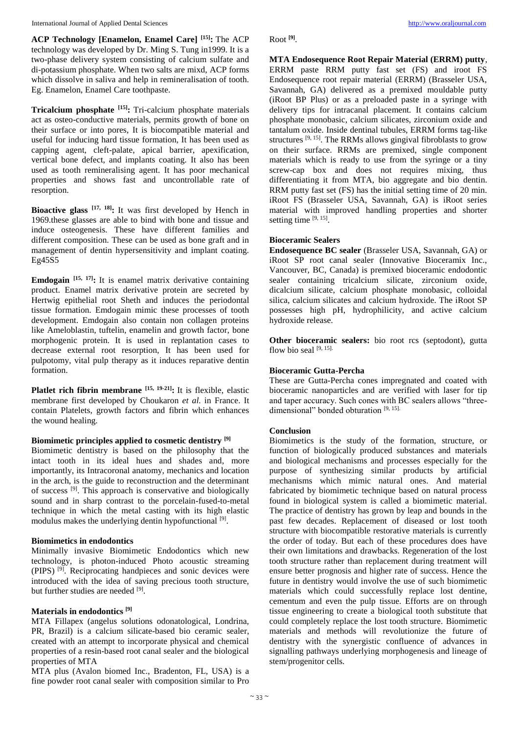**ACP Technology [Enamelon, Enamel Care] [15]:** The ACP technology was developed by Dr. Ming S. Tung in1999. It is a two-phase delivery system consisting of calcium sulfate and di-potassium phosphate. When two salts are mixd, ACP forms which dissolve in saliva and help in remineralisation of tooth. Eg. Enamelon, Enamel Care toothpaste.

**Tricalcium phosphate [15]:** Tri-calcium phosphate materials act as osteo-conductive materials, permits growth of bone on their surface or into pores, It is biocompatible material and useful for inducing hard tissue formation, It has been used as capping agent, cleft-palate, apical barrier, apexification, vertical bone defect, and implants coating. It also has been used as tooth remineralising agent. It has poor mechanical properties and shows fast and uncontrollable rate of resorption.

**Bioactive glass [17, 18]:** It was first developed by Hench in 1969.these glasses are able to bind with bone and tissue and induce osteogenesis. These have different families and different composition. These can be used as bone graft and in management of dentin hypersensitivity and implant coating. Eg45S5

**Emdogain [15, 17]:** It is enamel matrix derivative containing product. Enamel matrix derivative protein are secreted by Hertwig epithelial root Sheth and induces the periodontal tissue formation. Emdogain mimic these processes of tooth development. Emdogain also contain non collagen proteins like Ameloblastin, tuftelin, enamelin and growth factor, bone morphogenic protein. It is used in replantation cases to decrease external root resorption, It has been used for pulpotomy, vital pulp therapy as it induces reparative dentin formation.

**Platlet rich fibrin membrane [15, 19-21]:** It is flexible, elastic membrane first developed by Choukaron *et al.* in France. It contain Platelets, growth factors and fibrin which enhances the wound healing.

### Biomimetic principles applied to cosmetic dentistry [9]

Biomimetic dentistry is based on the philosophy that the intact tooth in its ideal hues and shades and, more importantly, its Intracoronal anatomy, mechanics and location in the arch, is the guide to reconstruction and the determinant of success [9]. This approach is conservative and biologically sound and in sharp contrast to the porcelain-fused-to-metal technique in which the metal casting with its high elastic modulus makes the underlying dentin hypofunctional [9].

### Biomimetics in endodontics

Minimally invasive Biomimetic Endodontics which new technology, is photon-induced Photo acoustic streaming (PIPS) [9]. Reciprocating handpieces and sonic devices were introduced with the idea of saving precious tooth structure, but further studies are needed [9].

### Materials in endodontics [9]

MTA Fillapex (angelus solutions odonatological, Londrina, PR, Brazil) is a calcium silicate-based bio ceramic sealer, created with an attempt to incorporate physical and chemical properties of a resin-based root canal sealer and the biological properties of MTA

MTA plus (Avalon biomed Inc., Bradenton, FL, USA) is a fine powder root canal sealer with composition similar to Pro Root [9].

**MTA Endosequence Root Repair Material (ERRM) putty**, ERRM paste RRM putty fast set (FS) and iroot FS Endosequence root repair material (ERRM) (Brasseler USA, Savannah, GA) delivered as a premixed mouldable putty (iRoot BP Plus) or as a preloaded paste in a syringe with delivery tips for intracanal placement. It contains calcium phosphate monobasic, calcium silicates, zirconium oxide and tantalum oxide. Inside dentinal tubules, ERRM forms tag-like structures [9, 15]. The RRMs allows gingival fibroblasts to grow on their surface. RRMs are premixed, single component materials which is ready to use from the syringe or a tiny screw-cap box and does not requires mixing, thus differentiating it from MTA, bio aggregate and bio dentin. RRM putty fast set (FS) has the initial setting time of 20 min. iRoot FS (Brasseler USA, Savannah, GA) is iRoot series material with improved handling properties and shorter setting time [9, 15].

### Bioceramic Sealers

**Endosequence BC sealer** (Brasseler USA, Savannah, GA) or iRoot SP root canal sealer (Innovative Bioceramix Inc., Vancouver, BC, Canada) is premixed bioceramic endodontic sealer containing tricalcium silicate, zirconium oxide, dicalcium silicate, calcium phosphate monobasic, colloidal silica, calcium silicates and calcium hydroxide. The iRoot SP possesses high pH, hydrophilicity, and active calcium hydroxide release.

**Other bioceramic sealers:** bio root rcs (septodont), gutta flow bio seal [9, 15].

### Bioceramic Gutta-Percha

These are Gutta-Percha cones impregnated and coated with bioceramic nanoparticles and are verified with laser for tip and taper accuracy. Such cones with BC sealers allows "three-dimensional" bonded obturation [9, 15].

### Conclusion

Biomimetics is the study of the formation, structure, or function of biologically produced substances and materials and biological mechanisms and processes especially for the purpose of synthesizing similar products by artificial mechanisms which mimic natural ones. And material fabricated by biomimetic technique based on natural process found in biological system is called a biomimetic material. The practice of dentistry has grown by leap and bounds in the past few decades. Replacement of diseased or lost tooth structure with biocompatible restorative materials is currently the order of today. But each of these procedures does have their own limitations and drawbacks. Regeneration of the lost tooth structure rather than replacement during treatment will ensure better prognosis and higher rate of success. Hence the future in dentistry would involve the use of such biomimetic materials which could successfully replace lost dentine, cementum and even the pulp tissue. Efforts are on through tissue engineering to create a biological tooth substitute that could completely replace the lost tooth structure. Biomimetic materials and methods will revolutionize the future of dentistry with the synergistic confluence of advances in signalling pathways underlying morphogenesis and lineage of stem/progenitor cells.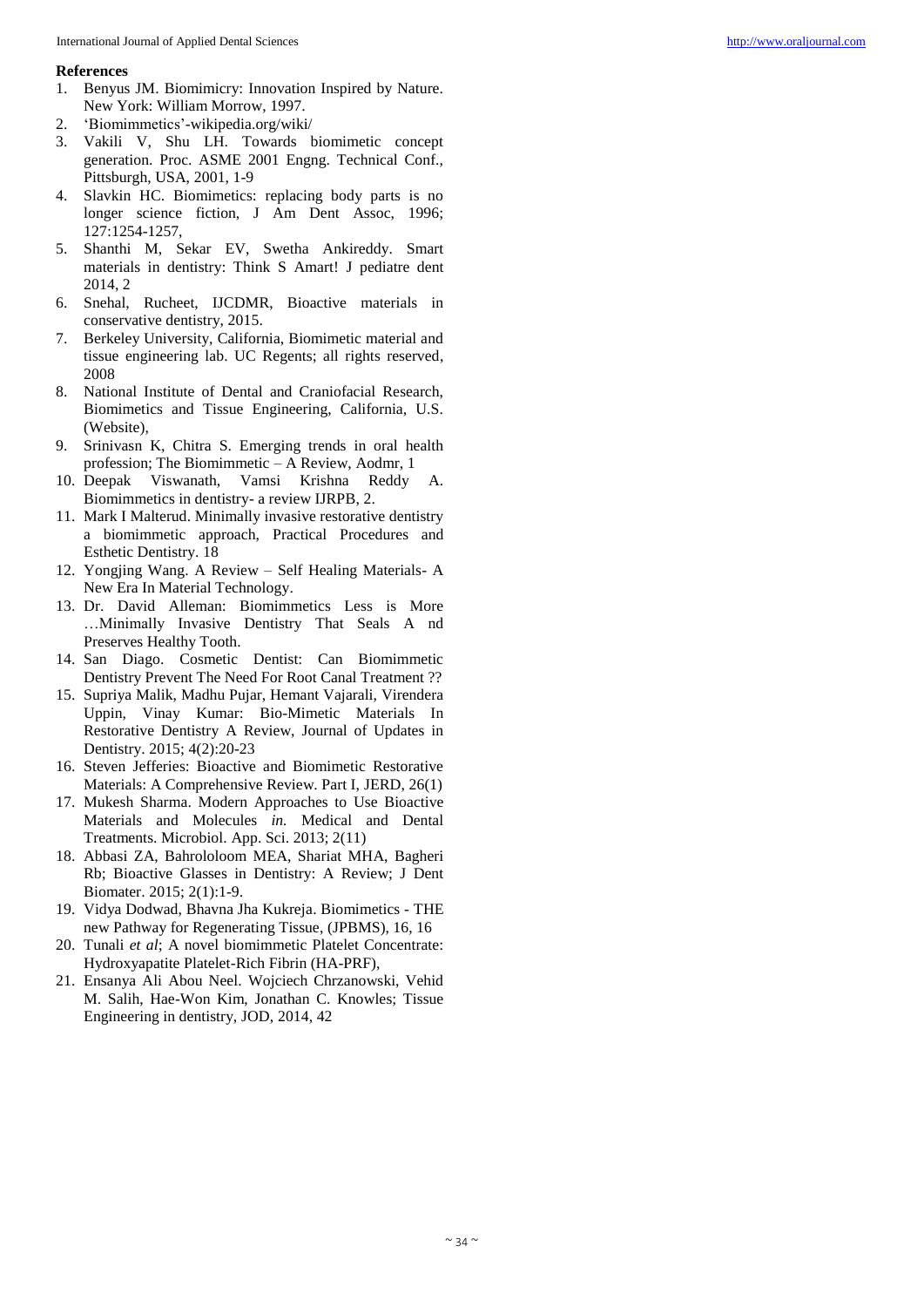**References**

1. Benyus JM. Biomimicry: Innovation Inspired by Nature. New York: William Morrow, 1997.
2. 'Biomimmetics'-wikipedia.org/wiki/
3. Vakili V, Shu LH. Towards biomimetic concept generation. Proc. ASME 2001 Engng. Technical Conf., Pittsburgh, USA, 2001, 1-9
4. Slavkin HC. Biomimetics: replacing body parts is no longer science fiction, J Am Dent Assoc, 1996; 127:1254-1257,
5. Shanthi M, Sekar EV, Swetha Ankireddy. Smart materials in dentistry: Think S Amart! J pediatre dent 2014, 2
6. Snehal, Rucheet, IJCDMR, Bioactive materials in conservative dentistry, 2015.
7. Berkeley University, California, Biomimetic material and tissue engineering lab. UC Regents; all rights reserved, 2008
8. National Institute of Dental and Craniofacial Research, Biomimetics and Tissue Engineering, California, U.S. (Website),
9. Srinivasn K, Chitra S. Emerging trends in oral health profession; The Biomimmetic – A Review, Aodmr, 1
10. Deepak Viswanath, Vamsi Krishna Reddy A. Biomimmetics in dentistry- a review IJRPB, 2.
11. Mark I Malterud. Minimally invasive restorative dentistry a biomimmetic approach, Practical Procedures and Esthetic Dentistry. 18
12. Yongjing Wang. A Review – Self Healing Materials- A New Era In Material Technology.
13. Dr. David Alleman: Biomimmetics Less is More …Minimally Invasive Dentistry That Seals A nd Preserves Healthy Tooth.
14. San Diago. Cosmetic Dentist: Can Biomimmetic Dentistry Prevent The Need For Root Canal Treatment ??
15. Supriya Malik, Madhu Pujar, Hemant Vajarali, Virendera Uppin, Vinay Kumar: Bio-Mimetic Materials In Restorative Dentistry A Review, Journal of Updates in Dentistry. 2015; 4(2):20-23
16. Steven Jefferies: Bioactive and Biomimetic Restorative Materials: A Comprehensive Review. Part I, JERD, 26(1)
17. Mukesh Sharma. Modern Approaches to Use Bioactive Materials and Molecules *in.* Medical and Dental Treatments. Microbiol. App. Sci. 2013; 2(11)
18. Abbasi ZA, Bahrololoom MEA, Shariat MHA, Bagheri Rb; Bioactive Glasses in Dentistry: A Review; J Dent Biomater. 2015; 2(1):1-9.
19. Vidya Dodwad, Bhavna Jha Kukreja. Biomimetics - THE new Pathway for Regenerating Tissue, (JPBMS), 16, 16
20. Tunali *et al*; A novel biomimmetic Platelet Concentrate: Hydroxyapatite Platelet-Rich Fibrin (HA-PRF),
21. Ensanya Ali Abou Neel. Wojciech Chrzanowski, Vehid M. Salih, Hae-Won Kim, Jonathan C. Knowles; Tissue Engineering in dentistry, JOD, 2014, 42